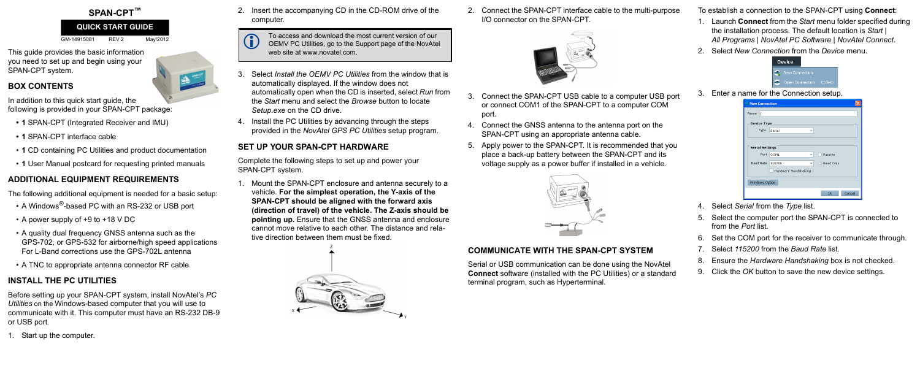# SPAN-CPT™

**QUICK START GUIDE**

GM-14915081 REV 2 May/2012

This guide provides the basic information you need to set up and begin using your SPAN-CPT system.

## BOX CONTENTS

In addition to this quick start guide, the following is provided in your SPAN-CPT package:

- **1** SPAN-CPT (Integrated Receiver and IMU)
- **1** SPAN-CPT interface cable
- **1** CD containing PC Utilities and product documentation
- **1** User Manual postcard for requesting printed manuals

## ADDITIONAL EQUIPMENT REQUIREMENTS

The following additional equipment is needed for a basic setup:

- A Windows®-based PC with an RS-232 or USB port
- A power supply of +9 to +18 V DC
- A quality dual frequency GNSS antenna such as the GPS-702, or GPS-532 for airborne/high speed applications For L-Band corrections use the GPS-702L antenna
- A TNC to appropriate antenna connector RF cable

## INSTALL THE PC UTILITIES

Before setting up your SPAN-CPT system, install NovAtel's *PC Utilities* on the Windows-based computer that you will use to communicate with it. This computer must have an RS-232 DB-9 or USB port.

1. Start up the computer.
2. Insert the accompanying CD in the CD-ROM drive of the computer.

> To access and download the most current version of our OEMV PC Utilities, go to the Support page of the NovAtel web site at www.novatel.com.

3. Select *Install the OEMV PC Utilities* from the window that is automatically displayed. If the window does not automatically open when the CD is inserted, select *Run* from the *Start* menu and select the *Browse* button to locate *Setup.exe* on the CD drive.
4. Install the PC Utilities by advancing through the steps provided in the *NovAtel GPS PC Utilities* setup program.

## SET UP YOUR SPAN-CPT HARDWARE

Complete the following steps to set up and power your SPAN-CPT system.

1. Mount the SPAN-CPT enclosure and antenna securely to a vehicle. **For the simplest operation, the Y-axis of the SPAN-CPT should be aligned with the forward axis (direction of travel) of the vehicle. The Z-axis should be pointing up.** Ensure that the GNSS antenna and enclosure cannot move relative to each other. The distance and relative direction between them must be fixed.
2. Connect the SPAN-CPT interface cable to the multi-purpose I/O connector on the SPAN-CPT.
3. Connect the SPAN-CPT USB cable to a computer USB port or connect COM1 of the SPAN-CPT to a computer COM port.
4. Connect the GNSS antenna to the antenna port on the SPAN-CPT using an appropriate antenna cable.
5. Apply power to the SPAN-CPT. It is recommended that you place a back-up battery between the SPAN-CPT and its voltage supply as a power buffer if installed in a vehicle.

## COMMUNICATE WITH THE SPAN-CPT SYSTEM

Serial or USB communication can be done using the NovAtel **Connect** software (installed with the PC Utilities) or a standard terminal program, such as Hyperterminal.

To establish a connection to the SPAN-CPT using **Connect**:

1. Launch **Connect** from the *Start* menu folder specified during the installation process. The default location is *Start | All Programs | NovAtel PC Software | NovAtel Connect*.
2. Select *New Connection* from the *Device* menu.
3. Enter a name for the Connection setup.
4. Select *Serial* from the *Type* list.
5. Select the computer port the SPAN-CPT is connected to from the *Port* list.
6. Set the COM port for the receiver to communicate through.
7. Select *115200* from the *Baud Rate* list.
8. Ensure the *Hardware Handshaking* box is not checked.
9. Click the *OK* button to save the new device settings.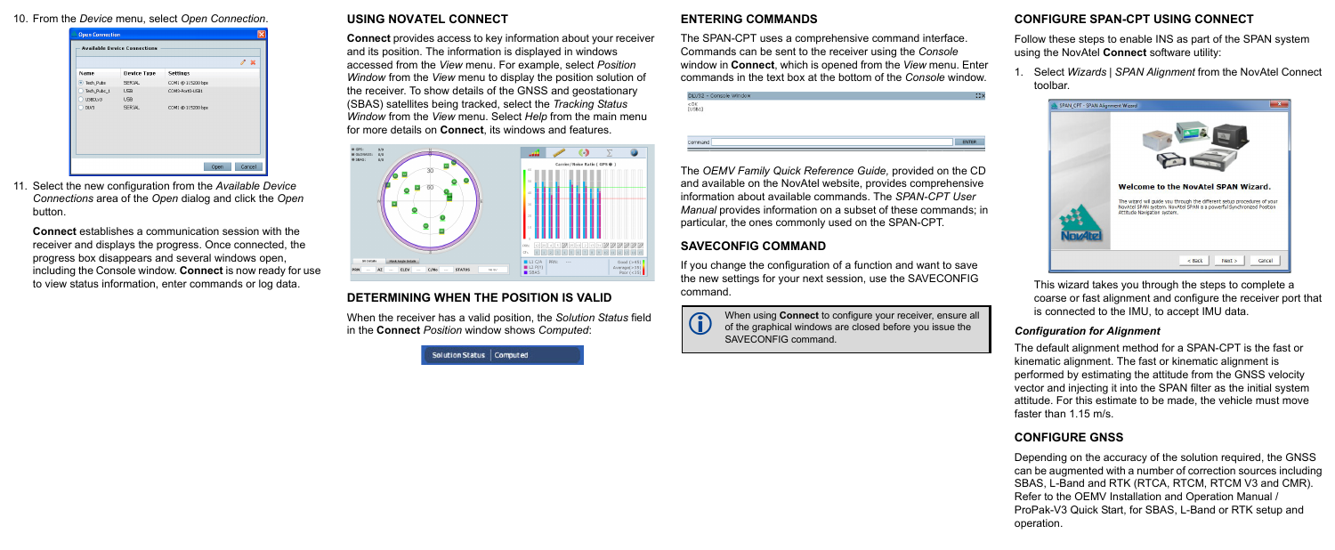10. From the *Device* menu, select *Open Connection*.

11. Select the new configuration from the *Available Device Connections* area of the *Open* dialog and click the *Open* button.

    **Connect** establishes a communication session with the receiver and displays the progress. Once connected, the progress box disappears and several windows open, including the Console window. **Connect** is now ready for use to view status information, enter commands or log data.

## USING NOVATEL CONNECT

**Connect** provides access to key information about your receiver and its position. The information is displayed in windows accessed from the *View* menu. For example, select *Position Window* from the *View* menu to display the position solution of the receiver. To show details of the GNSS and geostationary (SBAS) satellites being tracked, select the *Tracking Status Window* from the *View* menu. Select *Help* from the main menu for more details on **Connect**, its windows and features.

## DETERMINING WHEN THE POSITION IS VALID

When the receiver has a valid position, the *Solution Status* field in the **Connect** *Position* window shows *Computed*:

## ENTERING COMMANDS

The SPAN-CPT uses a comprehensive command interface. Commands can be sent to the receiver using the *Console* window in **Connect**, which is opened from the *View* menu. Enter commands in the text box at the bottom of the *Console* window.

The *OEMV Family Quick Reference Guide,* provided on the CD and available on the NovAtel website, provides comprehensive information about available commands. The *SPAN-CPT User Manual* provides information on a subset of these commands; in particular, the ones commonly used on the SPAN-CPT.

## SAVECONFIG COMMAND

If you change the configuration of a function and want to save the new settings for your next session, use the SAVECONFIG command.

> When using **Connect** to configure your receiver, ensure all of the graphical windows are closed before you issue the SAVECONFIG command.

## CONFIGURE SPAN-CPT USING CONNECT

Follow these steps to enable INS as part of the SPAN system using the NovAtel **Connect** software utility:

1. Select *Wizards | SPAN Alignment* from the NovAtel Connect toolbar.

   This wizard takes you through the steps to complete a coarse or fast alignment and configure the receiver port that is connected to the IMU, to accept IMU data.

### *Configuration for Alignment*

The default alignment method for a SPAN-CPT is the fast or kinematic alignment. The fast or kinematic alignment is performed by estimating the attitude from the GNSS velocity vector and injecting it into the SPAN filter as the initial system attitude. For this estimate to be made, the vehicle must move faster than 1.15 m/s.

## CONFIGURE GNSS

Depending on the accuracy of the solution required, the GNSS can be augmented with a number of correction sources including SBAS, L-Band and RTK (RTCA, RTCM, RTCM V3 and CMR). Refer to the OEMV Installation and Operation Manual / ProPak-V3 Quick Start, for SBAS, L-Band or RTK setup and operation.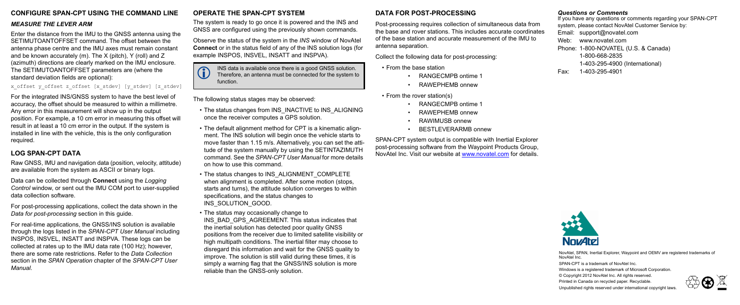## CONFIGURE SPAN-CPT USING THE COMMAND LINE

### *MEASURE THE LEVER ARM*

Enter the distance from the IMU to the GNSS antenna using the SETIMUTOANTOFFSET command. The offset between the antenna phase centre and the IMU axes must remain constant and be known accurately (m). The X (pitch), Y (roll) and Z (azimuth) directions are clearly marked on the IMU enclosure. The SETIMUTOANTOFFSET parameters are (where the standard deviation fields are optional):

```
x_offset y_offset z_offset [x_stdev] [y_stdev] [z_stdev]
```

For the integrated INS/GNSS system to have the best level of accuracy, the offset should be measured to within a millimetre. Any error in this measurement will show up in the output position. For example, a 10 cm error in measuring this offset will result in at least a 10 cm error in the output. If the system is installed in line with the vehicle, this is the only configuration required.

## LOG SPAN-CPT DATA

Raw GNSS, IMU and navigation data (position, velocity, attitude) are available from the system as ASCII or binary logs.

Data can be collected through **Connect** using the *Logging Control* window, or sent out the IMU COM port to user-supplied data collection software.

For post-processing applications, collect the data shown in the *Data for post-processing* section in this guide.

For real-time applications, the GNSS/INS solution is available through the logs listed in the *SPAN-CPT User Manual* including INSPOS, INSVEL, INSATT and INSPVA. These logs can be collected at rates up to the IMU data rate (100 Hz); however, there are some rate restrictions. Refer to the *Data Collection* section in the *SPAN Operation* chapter of the *SPAN-CPT User Manual*.

## OPERATE THE SPAN-CPT SYSTEM

The system is ready to go once it is powered and the INS and GNSS are configured using the previously shown commands.

Observe the status of the system in the *INS* window of NovAtel **Connect** or in the status field of any of the INS solution logs (for example INSPOS, INSVEL, INSATT and INSPVA).

> INS data is available once there is a good GNSS solution. Therefore, an antenna must be connected for the system to function.

The following status stages may be observed:

- The status changes from INS_INACTIVE to INS_ALIGNING once the receiver computes a GPS solution.
- The default alignment method for CPT is a kinematic alignment. The INS solution will begin once the vehicle starts to move faster than 1.15 m/s. Alternatively, you can set the attitude of the system manually by using the SETINTAZIMUTH command. See the *SPAN-CPT User Manual* for more details on how to use this command.
- The status changes to INS_ALIGNMENT_COMPLETE when alignment is completed. After some motion (stops, starts and turns), the attitude solution converges to within specifications, and the status changes to INS_SOLUTION_GOOD.
- The status may occasionally change to INS_BAD_GPS_AGREEMENT. This status indicates that the inertial solution has detected poor quality GNSS positions from the receiver due to limited satellite visibility or high multipath conditions. The inertial filter may choose to disregard this information and wait for the GNSS quality to improve. The solution is still valid during these times, it is simply a warning flag that the GNSS/INS solution is more reliable than the GNSS-only solution.

## DATA FOR POST-PROCESSING

Post-processing requires collection of simultaneous data from the base and rover stations. This includes accurate coordinates of the base station and accurate measurement of the IMU to antenna separation.

Collect the following data for post-processing:

- From the base station
  - RANGECMPB ontime 1
  - RAWEPHEMB onnew
- From the rover station(s)
  - RANGECMPB ontime 1
  - RAWEPHEMB onnew
  - RAWIMUSB onnew
  - BESTLEVERARMB onnew

SPAN-CPT system output is compatible with Inertial Explorer post-processing software from the Waypoint Products Group, NovAtel Inc. Visit our website at www.novatel.com for details.

#### *Questions or Comments*

If you have any questions or comments regarding your SPAN-CPT system, please contact NovAtel Customer Service by:

Email: support@novatel.com
Web: www.novatel.com
Phone: 1-800-NOVATEL (U.S. & Canada)
1-800-668-2835
1-403-295-4900 (International)
Fax: 1-403-295-4901

NovAtel

NovAtel, SPAN, Inertial Explorer, Waypoint and OEMV are registered trademarks of NovAtel Inc.

SPAN-CPT is a trademark of NovAtel Inc.

Windows is a registered trademark of Microsoft Corporation.

© Copyright 2012 NovAtel Inc. All rights reserved.

Printed in Canada on recycled paper. Recyclable.

Unpublished rights reserved under international copyright laws.